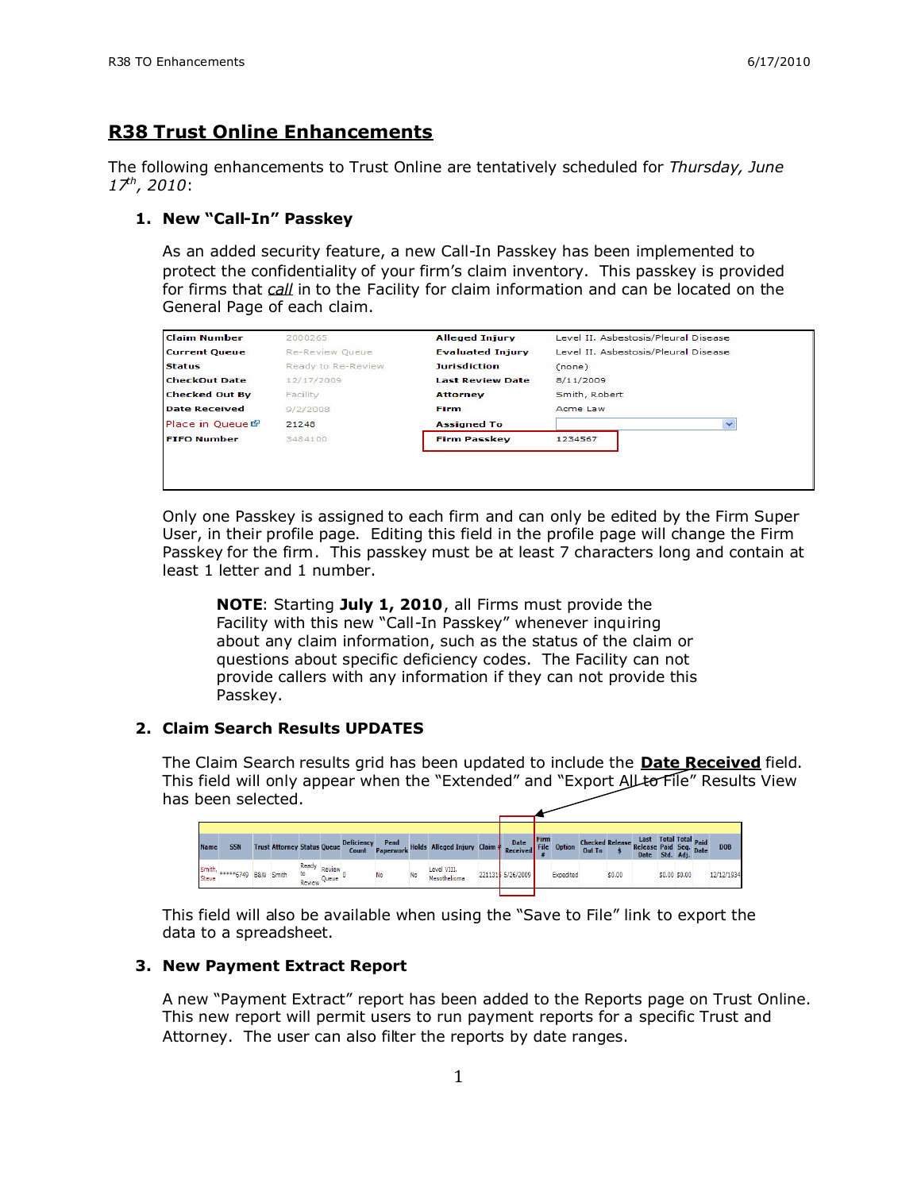# R38 Trust Online Enhancements

The following enhancements to Trust Online are tentatively scheduled for *Thursday, June 17th, 2010*:

## 1. New "Call-In" Passkey

As an added security feature, a new Call-In Passkey has been implemented to protect the confidentiality of your firm's claim inventory. This passkey is provided for firms that *call* in to the Facility for claim information and can be located on the General Page of each claim.

| Claim Number | 2000265 | Alleged Injury | Level II. Asbestosis/Pleural Disease |
|---|---|---|---|
| Current Queue | Re-Review Queue | Evaluated Injury | Level II. Asbestosis/Pleural Disease |
| Status | Ready to Re-Review | Jurisdiction | (none) |
| CheckOut Date | 12/17/2009 | Last Review Date | 8/11/2009 |
| Checked Out By | Facility | Attorney | Smith, Robert |
| Date Received | 9/2/2008 | Firm | Acme Law |
| Place in Queue | 21248 | Assigned To | |
| FIFO Number | 3484100 | Firm Passkey | 1234567 |

Only one Passkey is assigned to each firm and can only be edited by the Firm Super User, in their profile page. Editing this field in the profile page will change the Firm Passkey for the firm. This passkey must be at least 7 characters long and contain at least 1 letter and 1 number.

> **NOTE**: Starting **July 1, 2010**, all Firms must provide the Facility with this new "Call-In Passkey" whenever inquiring about any claim information, such as the status of the claim or questions about specific deficiency codes. The Facility can not provide callers with any information if they can not provide this Passkey.

## 2. Claim Search Results UPDATES

The Claim Search results grid has been updated to include the **Date Received** field. This field will only appear when the "Extended" and "Export All to File" Results View has been selected.

| Name | SSN | Trust | Attorney | Status | Queue | Deficiency Count | Pend Paperwork | Holds | Alleged Injury | Claim # | Date Received | Firm File # | Option | Checked Out To | Release $ | Last Release Date | Total Paid Std. | Total Seq. Adj. | Paid Date | DOB |
|---|---|---|---|---|---|---|---|---|---|---|---|---|---|---|---|---|---|---|---|---|
| Smith, Steve | *****6749 | B&W | Smith | Ready to Review | Review Queue | 0 | No | No | Level VIII. Mesothelioma | 221131 | 5/26/2009 | | Expedited | | $0.00 | | $0.00 | $0.00 | | 12/12/1934 |

This field will also be available when using the "Save to File" link to export the data to a spreadsheet.

## 3. New Payment Extract Report

A new "Payment Extract" report has been added to the Reports page on Trust Online. This new report will permit users to run payment reports for a specific Trust and Attorney. The user can also filter the reports by date ranges.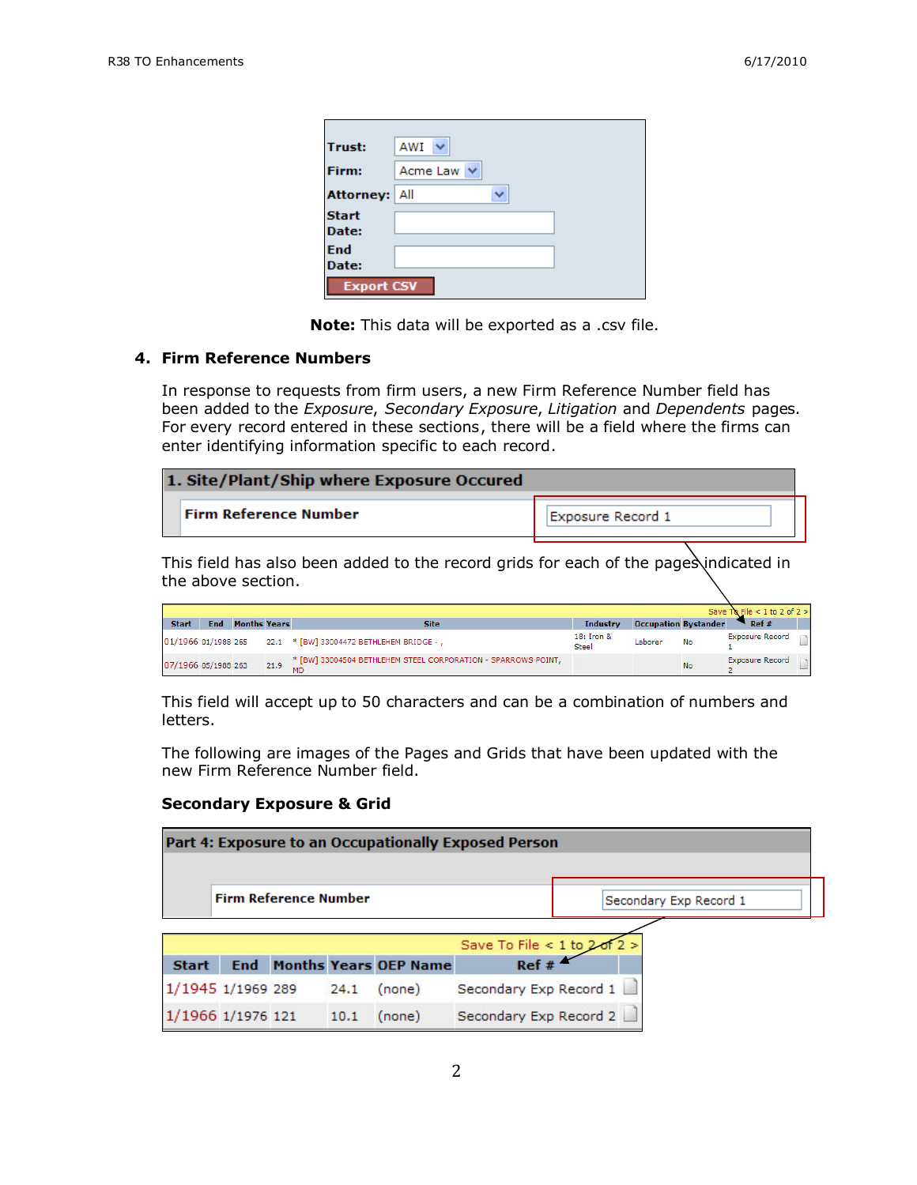| | |
|---|---|
| **Trust:** | AWI |
| **Firm:** | Acme Law |
| **Attorney:** | All |
| **Start Date:** | |
| **End Date:** | |

Export CSV

**Note:** This data will be exported as a .csv file.

## 4. Firm Reference Numbers

In response to requests from firm users, a new Firm Reference Number field has been added to the *Exposure*, *Secondary Exposure*, *Litigation* and *Dependents* pages. For every record entered in these sections, there will be a field where the firms can enter identifying information specific to each record.

**1. Site/Plant/Ship where Exposure Occured**

| | |
|---|---|
| **Firm Reference Number** | Exposure Record 1 |

This field has also been added to the record grids for each of the pages indicated in the above section.

Save To File < 1 to 2 of 2 >

| Start | End | Months | Years | Site | Industry | Occupation | Bystander | Ref # |
|---|---|---|---|---|---|---|---|---|
| 01/1966 | 01/1988 | 265 | 22.1 | * [BW] 33004472 BETHLEHEM BRIDGE - , | 18: Iron & Steel | Laborer | No | Exposure Record 1 |
| 07/1966 | 05/1988 | 263 | 21.9 | * [BW] 33004504 BETHLEHEM STEEL CORPORATION - SPARROWS POINT, MD | | | No | Exposure Record 2 |

This field will accept up to 50 characters and can be a combination of numbers and letters.

The following are images of the Pages and Grids that have been updated with the new Firm Reference Number field.

### Secondary Exposure & Grid

**Part 4: Exposure to an Occupationally Exposed Person**

| | |
|---|---|
| **Firm Reference Number** | Secondary Exp Record 1 |

Save To File < 1 to 2 of 2 >

| Start | End | Months | Years | OEP Name | Ref # |
|---|---|---|---|---|---|
| 1/1945 | 1/1969 | 289 | 24.1 | (none) | Secondary Exp Record 1 |
| 1/1966 | 1/1976 | 121 | 10.1 | (none) | Secondary Exp Record 2 |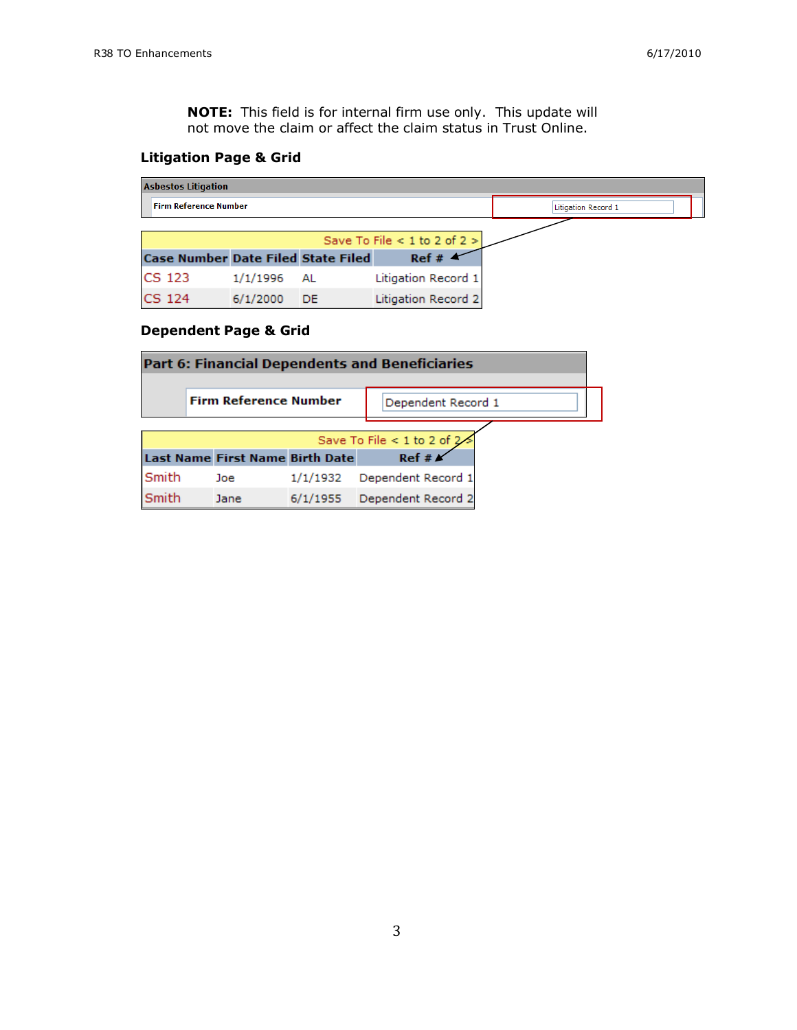**NOTE:** This field is for internal firm use only. This update will not move the claim or affect the claim status in Trust Online.

### Litigation Page & Grid

**Asbestos Litigation**

| | |
|---|---|
| Firm Reference Number | Litigation Record 1 |

Save To File < 1 to 2 of 2 >

| Case Number | Date Filed | State Filed | Ref # |
|---|---|---|---|
| CS 123 | 1/1/1996 | AL | Litigation Record 1 |
| CS 124 | 6/1/2000 | DE | Litigation Record 2 |

### Dependent Page & Grid

**Part 6: Financial Dependents and Beneficiaries**

| | |
|---|---|
| Firm Reference Number | Dependent Record 1 |

Save To File < 1 to 2 of 2 >

| Last Name | First Name | Birth Date | Ref # |
|---|---|---|---|
| Smith | Joe | 1/1/1932 | Dependent Record 1 |
| Smith | Jane | 6/1/1955 | Dependent Record 2 |